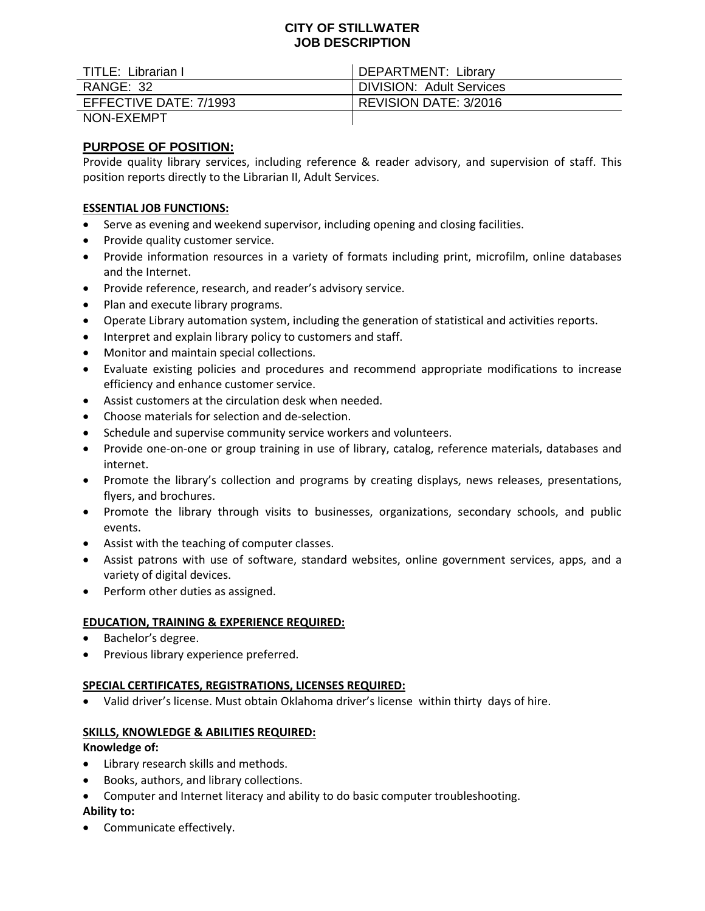# CITY OF STILLWATER
# JOB DESCRIPTION

| TITLE: Librarian I | DEPARTMENT: Library |
|---|---|
| RANGE: 32 | DIVISION: Adult Services |
| EFFECTIVE DATE: 7/1993 | REVISION DATE: 3/2016 |
| NON-EXEMPT | |

## PURPOSE OF POSITION:

Provide quality library services, including reference & reader advisory, and supervision of staff. This position reports directly to the Librarian II, Adult Services.

### ESSENTIAL JOB FUNCTIONS:

- Serve as evening and weekend supervisor, including opening and closing facilities.
- Provide quality customer service.
- Provide information resources in a variety of formats including print, microfilm, online databases and the Internet.
- Provide reference, research, and reader's advisory service.
- Plan and execute library programs.
- Operate Library automation system, including the generation of statistical and activities reports.
- Interpret and explain library policy to customers and staff.
- Monitor and maintain special collections.
- Evaluate existing policies and procedures and recommend appropriate modifications to increase efficiency and enhance customer service.
- Assist customers at the circulation desk when needed.
- Choose materials for selection and de-selection.
- Schedule and supervise community service workers and volunteers.
- Provide one-on-one or group training in use of library, catalog, reference materials, databases and internet.
- Promote the library's collection and programs by creating displays, news releases, presentations, flyers, and brochures.
- Promote the library through visits to businesses, organizations, secondary schools, and public events.
- Assist with the teaching of computer classes.
- Assist patrons with use of software, standard websites, online government services, apps, and a variety of digital devices.
- Perform other duties as assigned.

### EDUCATION, TRAINING & EXPERIENCE REQUIRED:

- Bachelor's degree.
- Previous library experience preferred.

### SPECIAL CERTIFICATES, REGISTRATIONS, LICENSES REQUIRED:

- Valid driver's license. Must obtain Oklahoma driver's license within thirty days of hire.

### SKILLS, KNOWLEDGE & ABILITIES REQUIRED:

**Knowledge of:**

- Library research skills and methods.
- Books, authors, and library collections.
- Computer and Internet literacy and ability to do basic computer troubleshooting.

**Ability to:**

- Communicate effectively.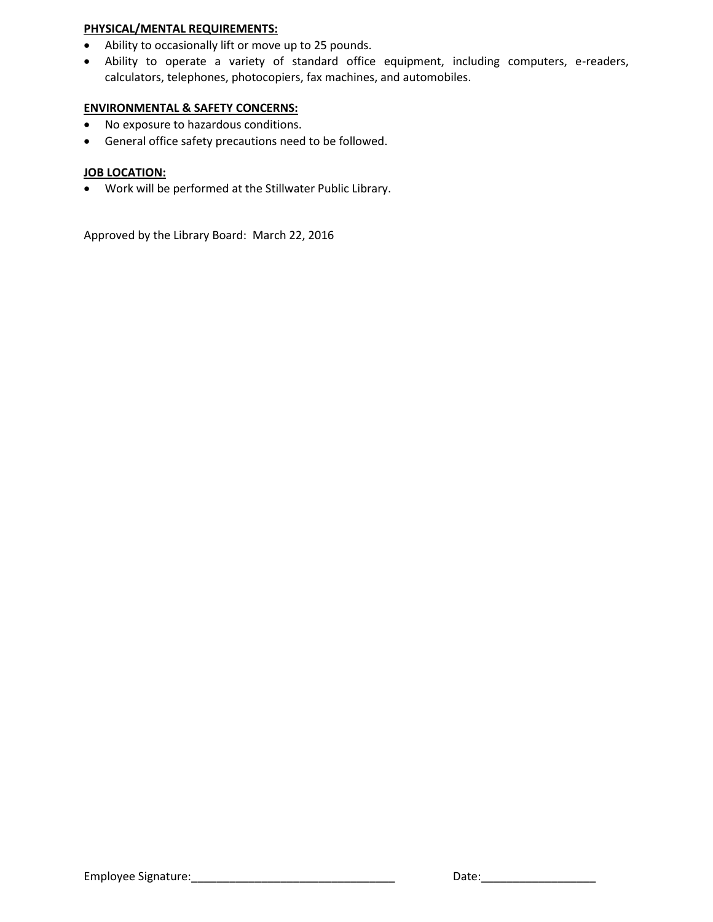**PHYSICAL/MENTAL REQUIREMENTS:**

- Ability to occasionally lift or move up to 25 pounds.
- Ability to operate a variety of standard office equipment, including computers, e-readers, calculators, telephones, photocopiers, fax machines, and automobiles.

**ENVIRONMENTAL & SAFETY CONCERNS:**

- No exposure to hazardous conditions.
- General office safety precautions need to be followed.

**JOB LOCATION:**

- Work will be performed at the Stillwater Public Library.

Approved by the Library Board: March 22, 2016

Employee Signature:________________________________ Date:__________________